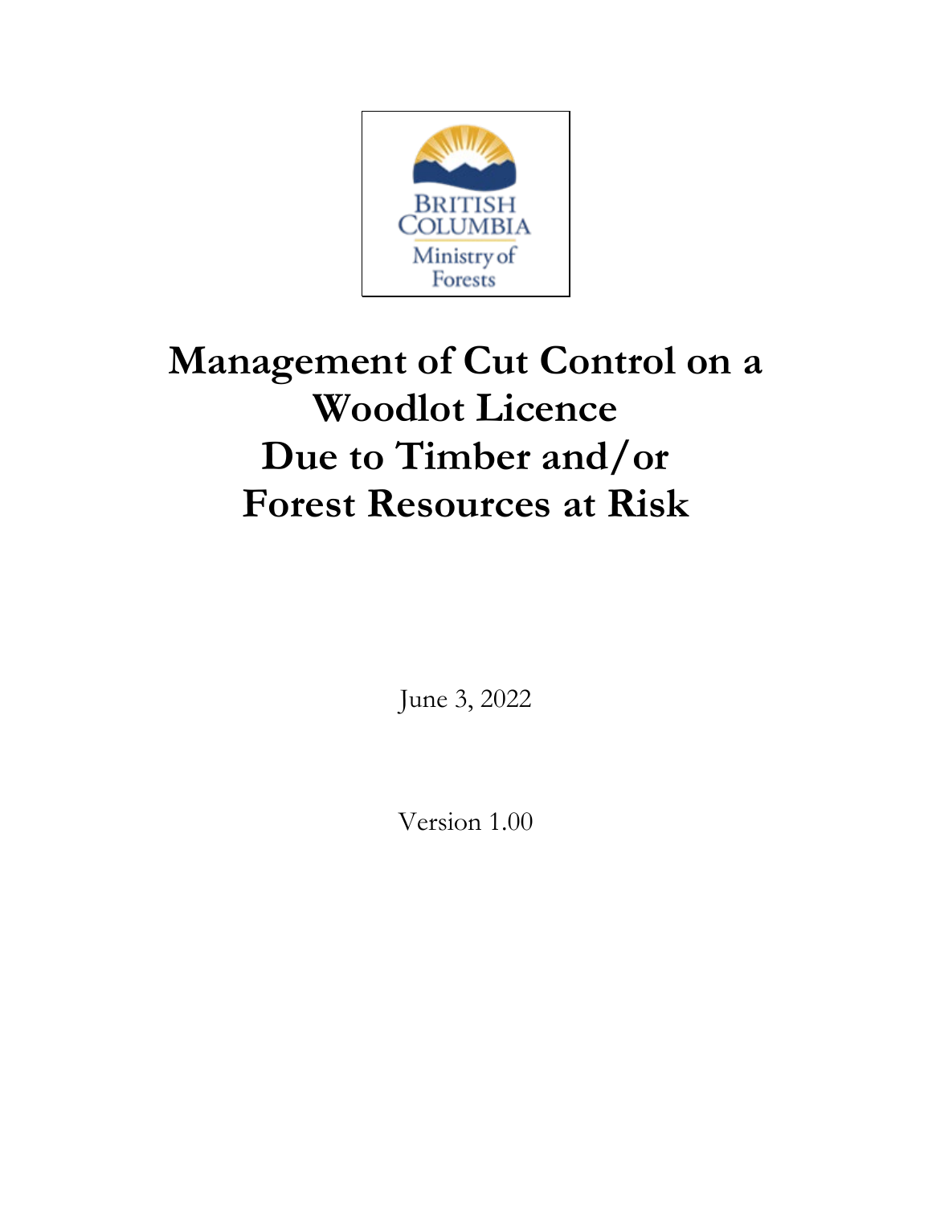BRITISH COLUMBIA

Ministry of Forests

# Management of Cut Control on a Woodlot Licence Due to Timber and/or Forest Resources at Risk

June 3, 2022

Version 1.00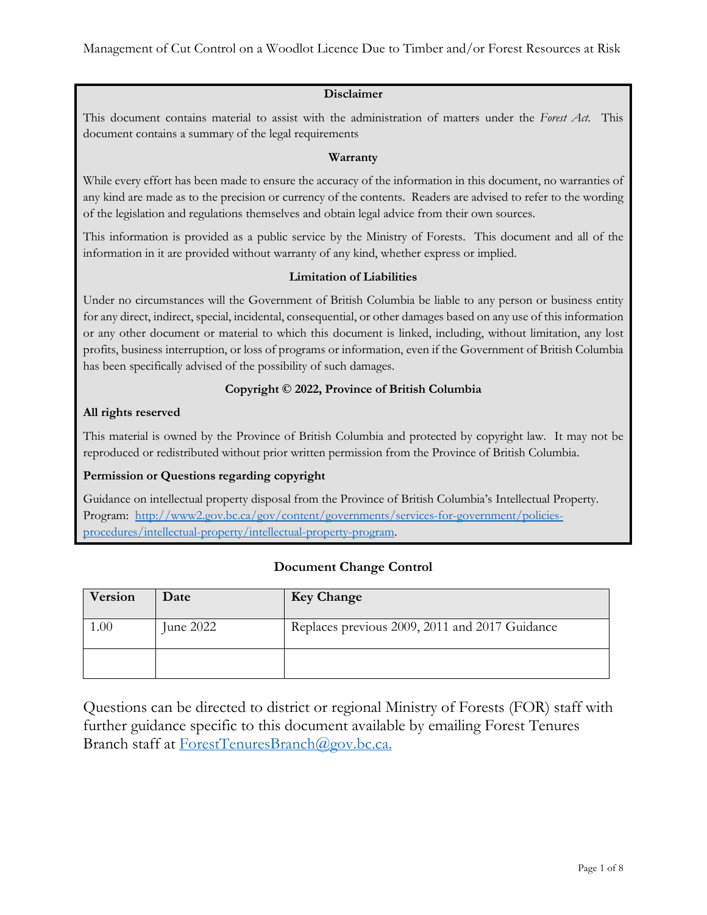**Disclaimer**

This document contains material to assist with the administration of matters under the *Forest Act*. This document contains a summary of the legal requirements

**Warranty**

While every effort has been made to ensure the accuracy of the information in this document, no warranties of any kind are made as to the precision or currency of the contents. Readers are advised to refer to the wording of the legislation and regulations themselves and obtain legal advice from their own sources.

This information is provided as a public service by the Ministry of Forests. This document and all of the information in it are provided without warranty of any kind, whether express or implied.

**Limitation of Liabilities**

Under no circumstances will the Government of British Columbia be liable to any person or business entity for any direct, indirect, special, incidental, consequential, or other damages based on any use of this information or any other document or material to which this document is linked, including, without limitation, any lost profits, business interruption, or loss of programs or information, even if the Government of British Columbia has been specifically advised of the possibility of such damages.

**Copyright © 2022, Province of British Columbia**

**All rights reserved**

This material is owned by the Province of British Columbia and protected by copyright law. It may not be reproduced or redistributed without prior written permission from the Province of British Columbia.

**Permission or Questions regarding copyright**

Guidance on intellectual property disposal from the Province of British Columbia's Intellectual Property. Program: [http://www2.gov.bc.ca/gov/content/governments/services-for-government/policies-procedures/intellectual-property/intellectual-property-program](http://www2.gov.bc.ca/gov/content/governments/services-for-government/policies-procedures/intellectual-property/intellectual-property-program).

**Document Change Control**

| Version | Date | Key Change |
| --- | --- | --- |
| 1.00 | June 2022 | Replaces previous 2009, 2011 and 2017 Guidance |
| | | |

Questions can be directed to district or regional Ministry of Forests (FOR) staff with further guidance specific to this document available by emailing Forest Tenures Branch staff at [ForestTenuresBranch@gov.bc.ca.](mailto:ForestTenuresBranch@gov.bc.ca)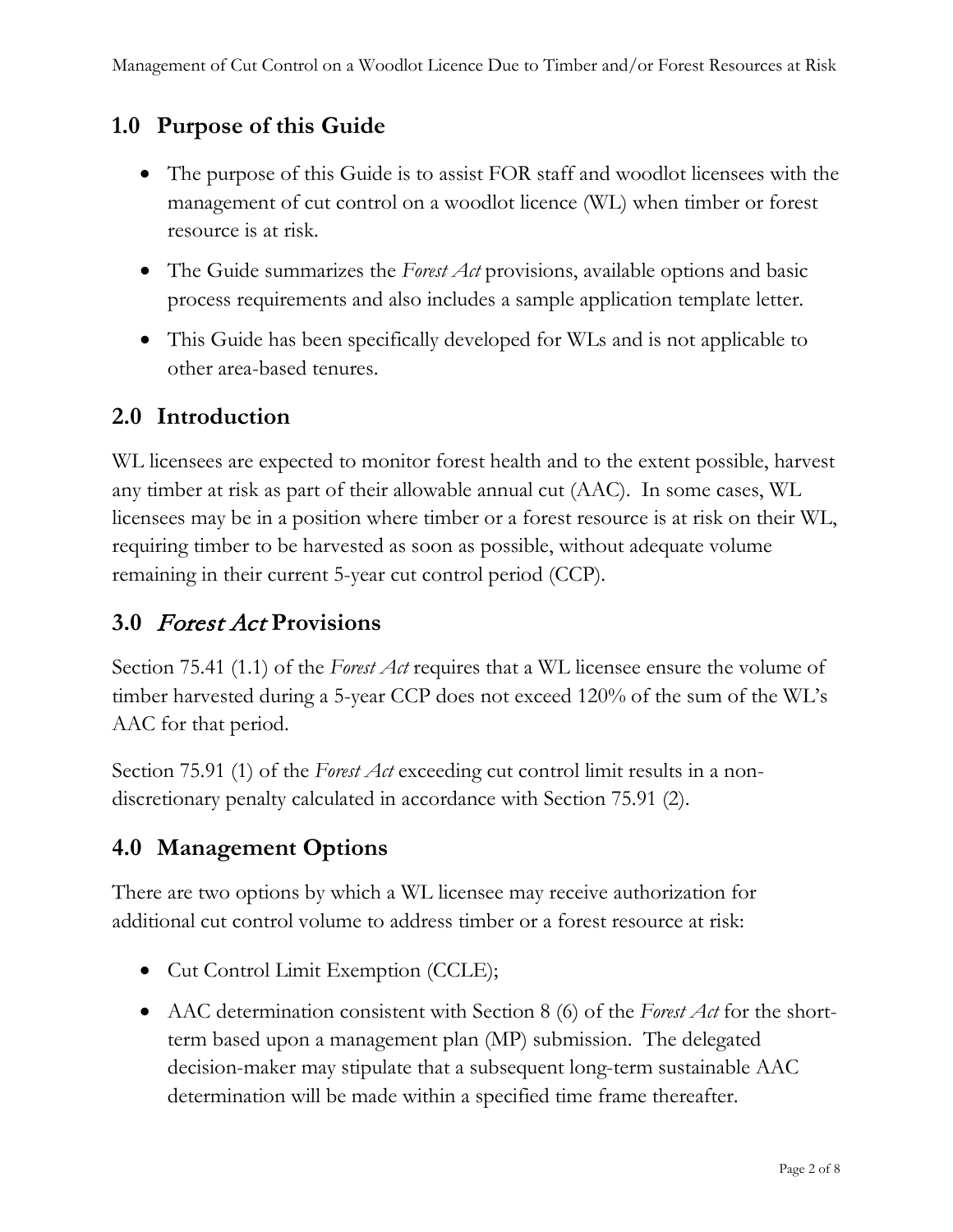## 1.0 Purpose of this Guide

- The purpose of this Guide is to assist FOR staff and woodlot licensees with the management of cut control on a woodlot licence (WL) when timber or forest resource is at risk.
- The Guide summarizes the *Forest Act* provisions, available options and basic process requirements and also includes a sample application template letter.
- This Guide has been specifically developed for WLs and is not applicable to other area-based tenures.

## 2.0 Introduction

WL licensees are expected to monitor forest health and to the extent possible, harvest any timber at risk as part of their allowable annual cut (AAC). In some cases, WL licensees may be in a position where timber or a forest resource is at risk on their WL, requiring timber to be harvested as soon as possible, without adequate volume remaining in their current 5-year cut control period (CCP).

## 3.0 *Forest Act* Provisions

Section 75.41 (1.1) of the *Forest Act* requires that a WL licensee ensure the volume of timber harvested during a 5-year CCP does not exceed 120% of the sum of the WL's AAC for that period.

Section 75.91 (1) of the *Forest Act* exceeding cut control limit results in a non-discretionary penalty calculated in accordance with Section 75.91 (2).

## 4.0 Management Options

There are two options by which a WL licensee may receive authorization for additional cut control volume to address timber or a forest resource at risk:

- Cut Control Limit Exemption (CCLE);
- AAC determination consistent with Section 8 (6) of the *Forest Act* for the short-term based upon a management plan (MP) submission. The delegated decision-maker may stipulate that a subsequent long-term sustainable AAC determination will be made within a specified time frame thereafter.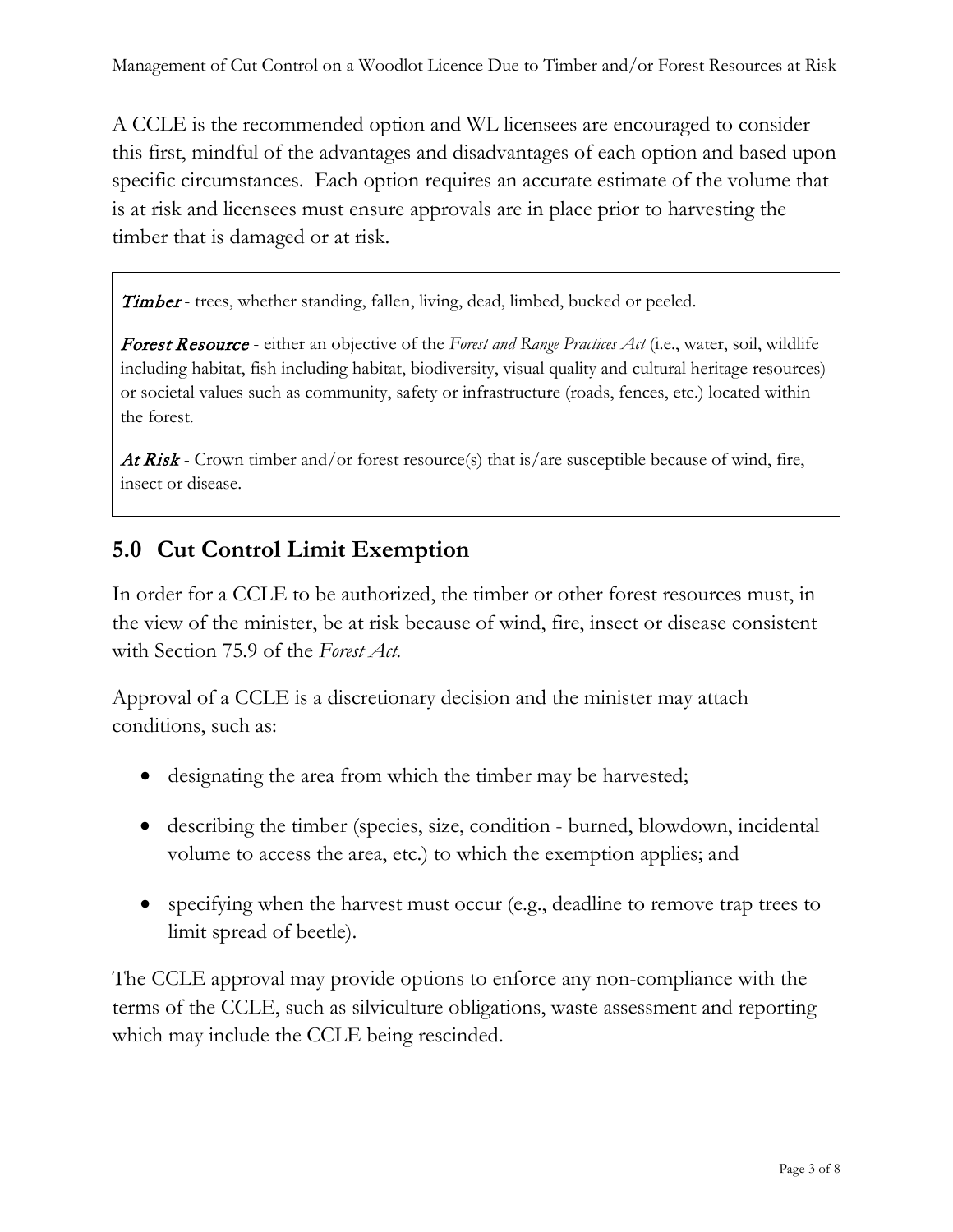A CCLE is the recommended option and WL licensees are encouraged to consider this first, mindful of the advantages and disadvantages of each option and based upon specific circumstances. Each option requires an accurate estimate of the volume that is at risk and licensees must ensure approvals are in place prior to harvesting the timber that is damaged or at risk.

> ***Timber*** - trees, whether standing, fallen, living, dead, limbed, bucked or peeled.
>
> ***Forest Resource*** - either an objective of the *Forest and Range Practices Act* (i.e., water, soil, wildlife including habitat, fish including habitat, biodiversity, visual quality and cultural heritage resources) or societal values such as community, safety or infrastructure (roads, fences, etc.) located within the forest.
>
> ***At Risk*** - Crown timber and/or forest resource(s) that is/are susceptible because of wind, fire, insect or disease.

## 5.0 Cut Control Limit Exemption

In order for a CCLE to be authorized, the timber or other forest resources must, in the view of the minister, be at risk because of wind, fire, insect or disease consistent with Section 75.9 of the *Forest Act.*

Approval of a CCLE is a discretionary decision and the minister may attach conditions, such as:

- designating the area from which the timber may be harvested;
- describing the timber (species, size, condition - burned, blowdown, incidental volume to access the area, etc.) to which the exemption applies; and
- specifying when the harvest must occur (e.g., deadline to remove trap trees to limit spread of beetle).

The CCLE approval may provide options to enforce any non-compliance with the terms of the CCLE, such as silviculture obligations, waste assessment and reporting which may include the CCLE being rescinded.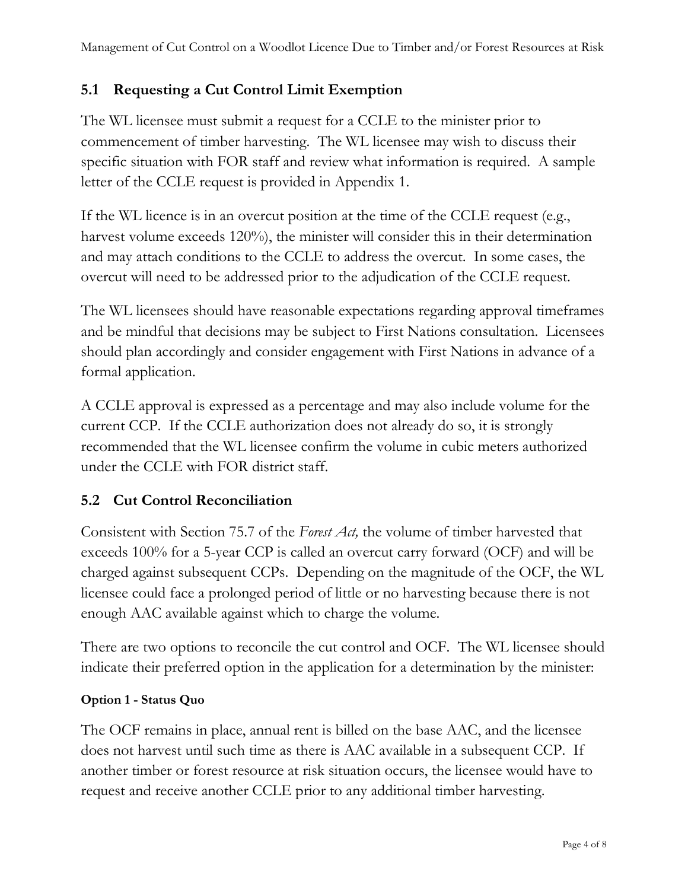## 5.1 Requesting a Cut Control Limit Exemption

The WL licensee must submit a request for a CCLE to the minister prior to commencement of timber harvesting. The WL licensee may wish to discuss their specific situation with FOR staff and review what information is required. A sample letter of the CCLE request is provided in Appendix 1.

If the WL licence is in an overcut position at the time of the CCLE request (e.g., harvest volume exceeds 120%), the minister will consider this in their determination and may attach conditions to the CCLE to address the overcut. In some cases, the overcut will need to be addressed prior to the adjudication of the CCLE request.

The WL licensees should have reasonable expectations regarding approval timeframes and be mindful that decisions may be subject to First Nations consultation. Licensees should plan accordingly and consider engagement with First Nations in advance of a formal application.

A CCLE approval is expressed as a percentage and may also include volume for the current CCP. If the CCLE authorization does not already do so, it is strongly recommended that the WL licensee confirm the volume in cubic meters authorized under the CCLE with FOR district staff.

## 5.2 Cut Control Reconciliation

Consistent with Section 75.7 of the *Forest Act,* the volume of timber harvested that exceeds 100% for a 5-year CCP is called an overcut carry forward (OCF) and will be charged against subsequent CCPs. Depending on the magnitude of the OCF, the WL licensee could face a prolonged period of little or no harvesting because there is not enough AAC available against which to charge the volume.

There are two options to reconcile the cut control and OCF. The WL licensee should indicate their preferred option in the application for a determination by the minister:

#### Option 1 - Status Quo

The OCF remains in place, annual rent is billed on the base AAC, and the licensee does not harvest until such time as there is AAC available in a subsequent CCP. If another timber or forest resource at risk situation occurs, the licensee would have to request and receive another CCLE prior to any additional timber harvesting.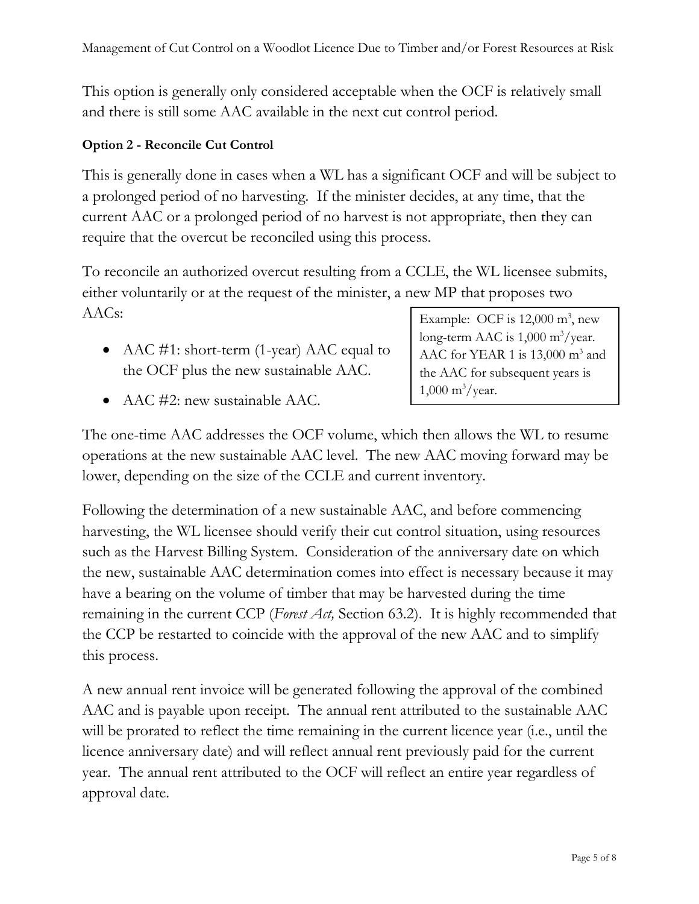This option is generally only considered acceptable when the OCF is relatively small and there is still some AAC available in the next cut control period.

**Option 2 - Reconcile Cut Control**

This is generally done in cases when a WL has a significant OCF and will be subject to a prolonged period of no harvesting. If the minister decides, at any time, that the current AAC or a prolonged period of no harvest is not appropriate, then they can require that the overcut be reconciled using this process.

To reconcile an authorized overcut resulting from a CCLE, the WL licensee submits, either voluntarily or at the request of the minister, a new MP that proposes two AACs:

- AAC #1: short-term (1-year) AAC equal to the OCF plus the new sustainable AAC.
- AAC #2: new sustainable AAC.

> Example: OCF is 12,000 $m^3$, new long-term AAC is 1,000 $m^3$/year. AAC for YEAR 1 is 13,000 $m^3$ and the AAC for subsequent years is 1,000 $m^3$/year.

The one-time AAC addresses the OCF volume, which then allows the WL to resume operations at the new sustainable AAC level. The new AAC moving forward may be lower, depending on the size of the CCLE and current inventory.

Following the determination of a new sustainable AAC, and before commencing harvesting, the WL licensee should verify their cut control situation, using resources such as the Harvest Billing System. Consideration of the anniversary date on which the new, sustainable AAC determination comes into effect is necessary because it may have a bearing on the volume of timber that may be harvested during the time remaining in the current CCP (*Forest Act,* Section 63.2). It is highly recommended that the CCP be restarted to coincide with the approval of the new AAC and to simplify this process.

A new annual rent invoice will be generated following the approval of the combined AAC and is payable upon receipt. The annual rent attributed to the sustainable AAC will be prorated to reflect the time remaining in the current licence year (i.e., until the licence anniversary date) and will reflect annual rent previously paid for the current year. The annual rent attributed to the OCF will reflect an entire year regardless of approval date.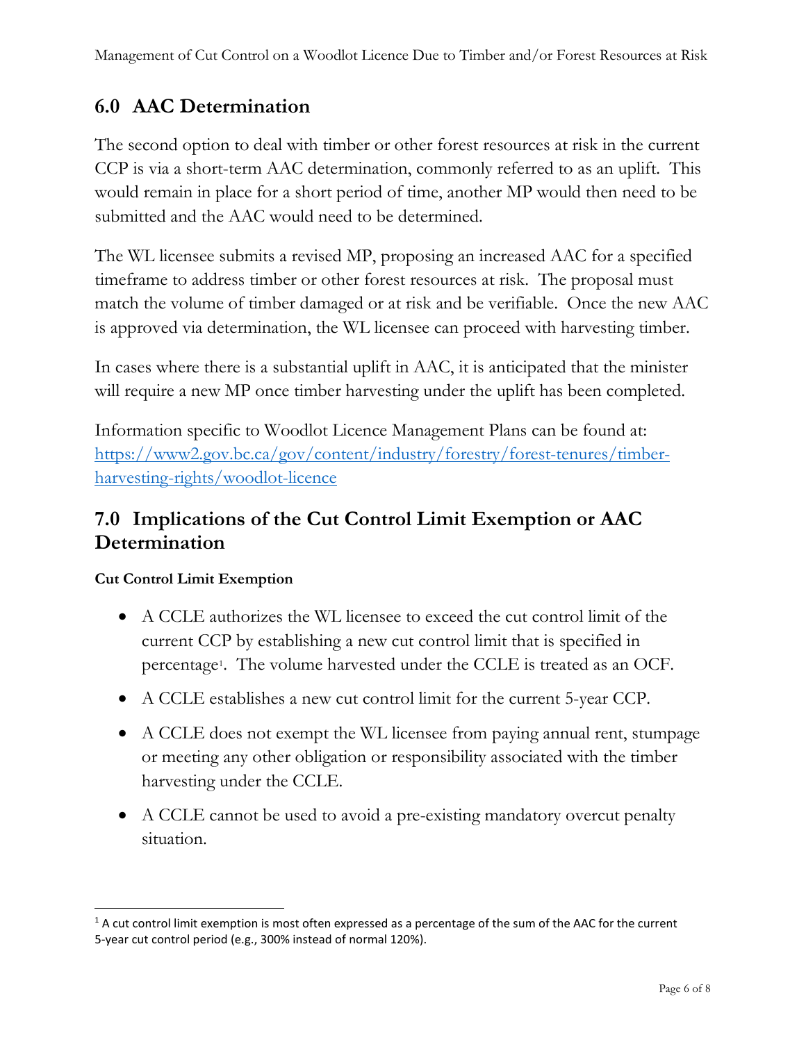## 6.0 AAC Determination

The second option to deal with timber or other forest resources at risk in the current CCP is via a short-term AAC determination, commonly referred to as an uplift. This would remain in place for a short period of time, another MP would then need to be submitted and the AAC would need to be determined.

The WL licensee submits a revised MP, proposing an increased AAC for a specified timeframe to address timber or other forest resources at risk. The proposal must match the volume of timber damaged or at risk and be verifiable. Once the new AAC is approved via determination, the WL licensee can proceed with harvesting timber.

In cases where there is a substantial uplift in AAC, it is anticipated that the minister will require a new MP once timber harvesting under the uplift has been completed.

Information specific to Woodlot Licence Management Plans can be found at: [https://www2.gov.bc.ca/gov/content/industry/forestry/forest-tenures/timber-harvesting-rights/woodlot-licence](https://www2.gov.bc.ca/gov/content/industry/forestry/forest-tenures/timber-harvesting-rights/woodlot-licence)

## 7.0 Implications of the Cut Control Limit Exemption or AAC Determination

**Cut Control Limit Exemption**

- A CCLE authorizes the WL licensee to exceed the cut control limit of the current CCP by establishing a new cut control limit that is specified in percentage[1]. The volume harvested under the CCLE is treated as an OCF.
- A CCLE establishes a new cut control limit for the current 5-year CCP.
- A CCLE does not exempt the WL licensee from paying annual rent, stumpage or meeting any other obligation or responsibility associated with the timber harvesting under the CCLE.
- A CCLE cannot be used to avoid a pre-existing mandatory overcut penalty situation.

---

[1] A cut control limit exemption is most often expressed as a percentage of the sum of the AAC for the current 5-year cut control period (e.g., 300% instead of normal 120%).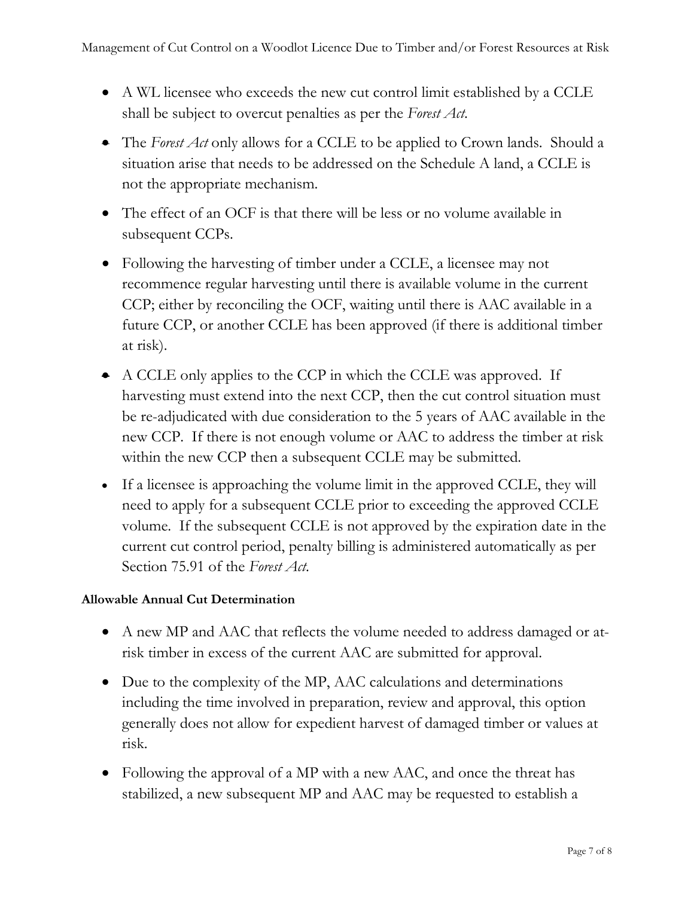- A WL licensee who exceeds the new cut control limit established by a CCLE shall be subject to overcut penalties as per the *Forest Act*.
- The *Forest Act* only allows for a CCLE to be applied to Crown lands. Should a situation arise that needs to be addressed on the Schedule A land, a CCLE is not the appropriate mechanism.
- The effect of an OCF is that there will be less or no volume available in subsequent CCPs.
- Following the harvesting of timber under a CCLE, a licensee may not recommence regular harvesting until there is available volume in the current CCP; either by reconciling the OCF, waiting until there is AAC available in a future CCP, or another CCLE has been approved (if there is additional timber at risk).
- A CCLE only applies to the CCP in which the CCLE was approved. If harvesting must extend into the next CCP, then the cut control situation must be re-adjudicated with due consideration to the 5 years of AAC available in the new CCP. If there is not enough volume or AAC to address the timber at risk within the new CCP then a subsequent CCLE may be submitted.
- If a licensee is approaching the volume limit in the approved CCLE, they will need to apply for a subsequent CCLE prior to exceeding the approved CCLE volume. If the subsequent CCLE is not approved by the expiration date in the current cut control period, penalty billing is administered automatically as per Section 75.91 of the *Forest Act*.

**Allowable Annual Cut Determination**

- A new MP and AAC that reflects the volume needed to address damaged or at-risk timber in excess of the current AAC are submitted for approval.
- Due to the complexity of the MP, AAC calculations and determinations including the time involved in preparation, review and approval, this option generally does not allow for expedient harvest of damaged timber or values at risk.
- Following the approval of a MP with a new AAC, and once the threat has stabilized, a new subsequent MP and AAC may be requested to establish a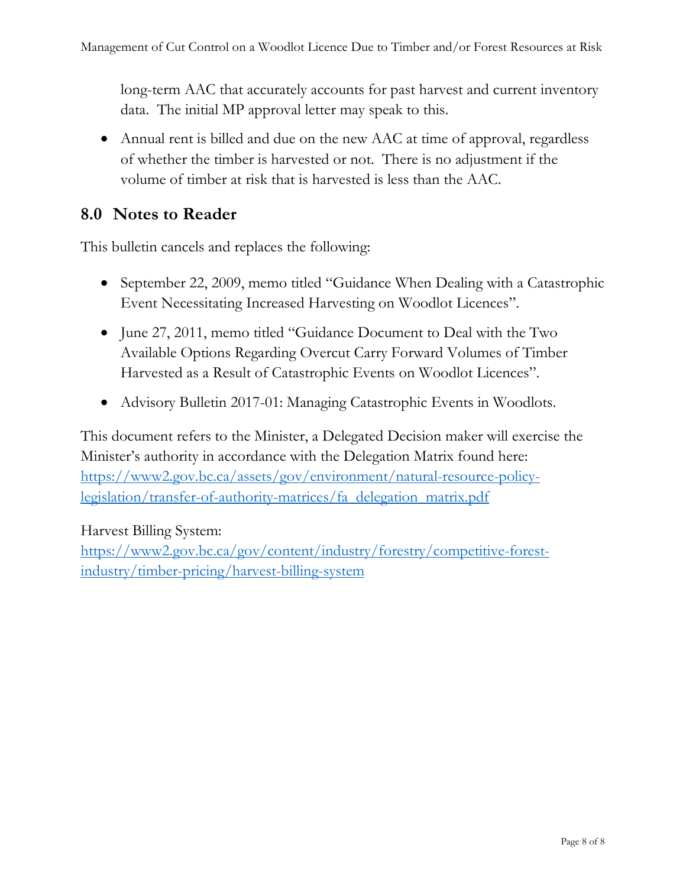long-term AAC that accurately accounts for past harvest and current inventory data. The initial MP approval letter may speak to this.

- Annual rent is billed and due on the new AAC at time of approval, regardless of whether the timber is harvested or not. There is no adjustment if the volume of timber at risk that is harvested is less than the AAC.

## 8.0 Notes to Reader

This bulletin cancels and replaces the following:

- September 22, 2009, memo titled "Guidance When Dealing with a Catastrophic Event Necessitating Increased Harvesting on Woodlot Licences".
- June 27, 2011, memo titled "Guidance Document to Deal with the Two Available Options Regarding Overcut Carry Forward Volumes of Timber Harvested as a Result of Catastrophic Events on Woodlot Licences".
- Advisory Bulletin 2017-01: Managing Catastrophic Events in Woodlots.

This document refers to the Minister, a Delegated Decision maker will exercise the Minister's authority in accordance with the Delegation Matrix found here: [https://www2.gov.bc.ca/assets/gov/environment/natural-resource-policy-legislation/transfer-of-authority-matrices/fa_delegation_matrix.pdf](https://www2.gov.bc.ca/assets/gov/environment/natural-resource-policy-legislation/transfer-of-authority-matrices/fa_delegation_matrix.pdf)

Harvest Billing System:
[https://www2.gov.bc.ca/gov/content/industry/forestry/competitive-forest-industry/timber-pricing/harvest-billing-system](https://www2.gov.bc.ca/gov/content/industry/forestry/competitive-forest-industry/timber-pricing/harvest-billing-system)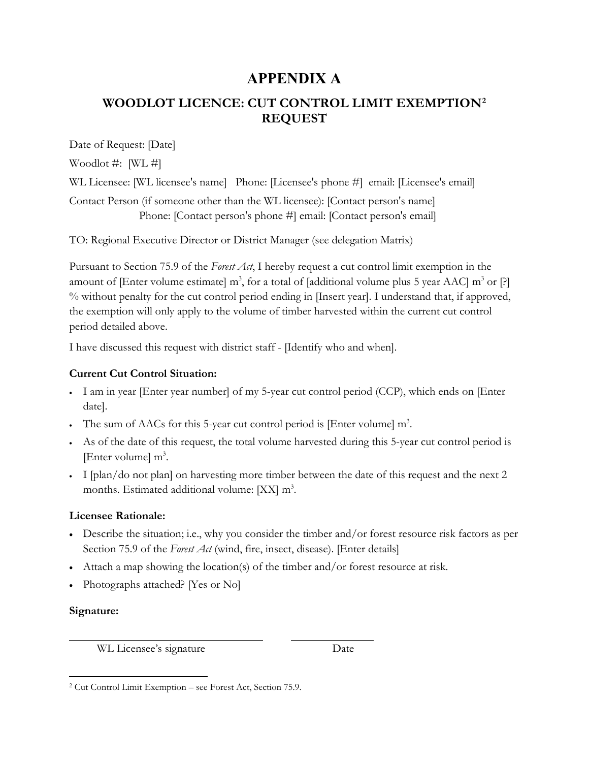# APPENDIX A

## WOODLOT LICENCE: CUT CONTROL LIMIT EXEMPTION[2] REQUEST

Date of Request: [Date]

Woodlot #: [WL #]

WL Licensee: [WL licensee's name] Phone: [Licensee's phone #] email: [Licensee's email]

Contact Person (if someone other than the WL licensee): [Contact person's name]
Phone: [Contact person's phone #] email: [Contact person's email]

TO: Regional Executive Director or District Manager (see delegation Matrix)

Pursuant to Section 75.9 of the *Forest Act*, I hereby request a cut control limit exemption in the amount of [Enter volume estimate] $m^3$, for a total of [additional volume plus 5 year AAC] $m^3$ or [?] % without penalty for the cut control period ending in [Insert year]. I understand that, if approved, the exemption will only apply to the volume of timber harvested within the current cut control period detailed above.

I have discussed this request with district staff - [Identify who and when].

**Current Cut Control Situation:**

- I am in year [Enter year number] of my 5-year cut control period (CCP), which ends on [Enter date].
- The sum of AACs for this 5-year cut control period is [Enter volume] $m^3$.
- As of the date of this request, the total volume harvested during this 5-year cut control period is [Enter volume] $m^3$.
- I [plan/do not plan] on harvesting more timber between the date of this request and the next 2 months. Estimated additional volume: [XX] $m^3$.

**Licensee Rationale:**

- Describe the situation; i.e., why you consider the timber and/or forest resource risk factors as per Section 75.9 of the *Forest Act* (wind, fire, insect, disease). [Enter details]
- Attach a map showing the location(s) of the timber and/or forest resource at risk.
- Photographs attached? [Yes or No]

**Signature:**

\_\_\_\_\_\_\_\_\_\_\_\_\_\_\_\_\_\_\_\_\_\_\_\_\_\_\_\_ \_\_\_\_\_\_\_\_\_\_\_\_\_\_

WL Licensee's signature Date

---

[2] Cut Control Limit Exemption – see Forest Act, Section 75.9.